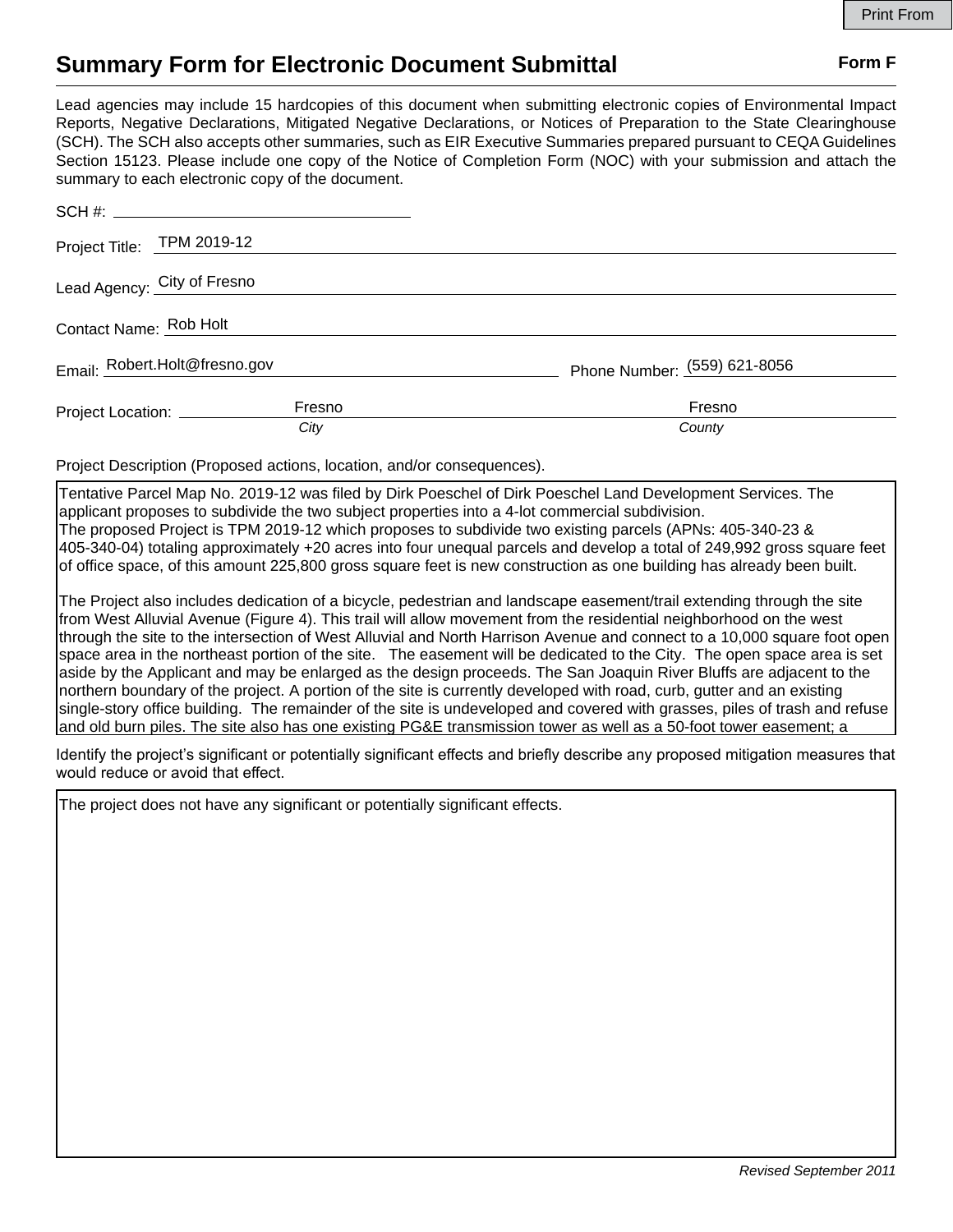# Summary Form for Electronic Document Submittal

**Form F**

Lead agencies may include 15 hardcopies of this document when submitting electronic copies of Environmental Impact Reports, Negative Declarations, Mitigated Negative Declarations, or Notices of Preparation to the State Clearinghouse (SCH). The SCH also accepts other summaries, such as EIR Executive Summaries prepared pursuant to CEQA Guidelines Section 15123. Please include one copy of the Notice of Completion Form (NOC) with your submission and attach the summary to each electronic copy of the document.

SCH #: 

Project Title: TPM 2019-12

Lead Agency: City of Fresno

Contact Name: Rob Holt

Email: Robert.Holt@fresno.gov Phone Number: (559) 621-8056

Project Location: Fresno (*City*) Fresno (*County*)

Project Description (Proposed actions, location, and/or consequences).

Tentative Parcel Map No. 2019-12 was filed by Dirk Poeschel of Dirk Poeschel Land Development Services. The applicant proposes to subdivide the two subject properties into a 4-lot commercial subdivision.
The proposed Project is TPM 2019-12 which proposes to subdivide two existing parcels (APNs: 405-340-23 & 405-340-04) totaling approximately +20 acres into four unequal parcels and develop a total of 249,992 gross square feet of office space, of this amount 225,800 gross square feet is new construction as one building has already been built.

The Project also includes dedication of a bicycle, pedestrian and landscape easement/trail extending through the site from West Alluvial Avenue (Figure 4). This trail will allow movement from the residential neighborhood on the west through the site to the intersection of West Alluvial and North Harrison Avenue and connect to a 10,000 square foot open space area in the northeast portion of the site. The easement will be dedicated to the City. The open space area is set aside by the Applicant and may be enlarged as the design proceeds. The San Joaquin River Bluffs are adjacent to the northern boundary of the project. A portion of the site is currently developed with road, curb, gutter and an existing single-story office building. The remainder of the site is undeveloped and covered with grasses, piles of trash and refuse and old burn piles. The site also has one existing PG&E transmission tower as well as a 50-foot tower easement; a

Identify the project's significant or potentially significant effects and briefly describe any proposed mitigation measures that would reduce or avoid that effect.

The project does not have any significant or potentially significant effects.

*Revised September 2011*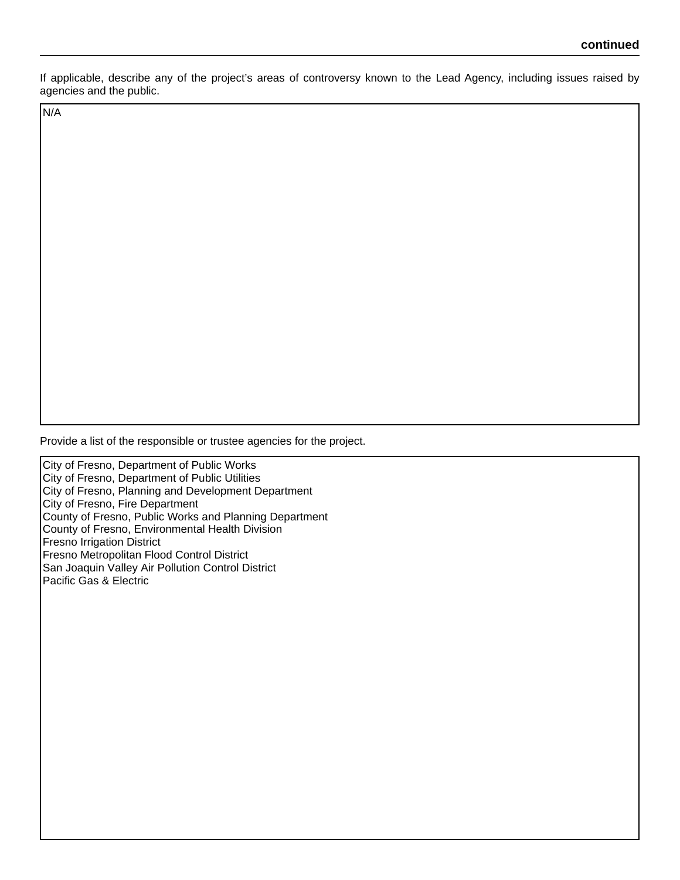**continued**

If applicable, describe any of the project's areas of controversy known to the Lead Agency, including issues raised by agencies and the public.

N/A

Provide a list of the responsible or trustee agencies for the project.

City of Fresno, Department of Public Works
City of Fresno, Department of Public Utilities
City of Fresno, Planning and Development Department
City of Fresno, Fire Department
County of Fresno, Public Works and Planning Department
County of Fresno, Environmental Health Division
Fresno Irrigation District
Fresno Metropolitan Flood Control District
San Joaquin Valley Air Pollution Control District
Pacific Gas & Electric